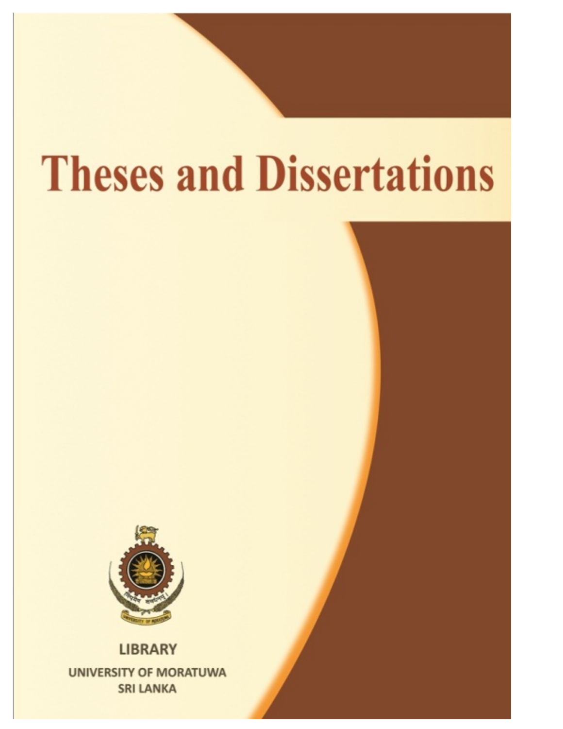# Theses and Dissertations

LIBRARY

UNIVERSITY OF MORATUWA

SRI LANKA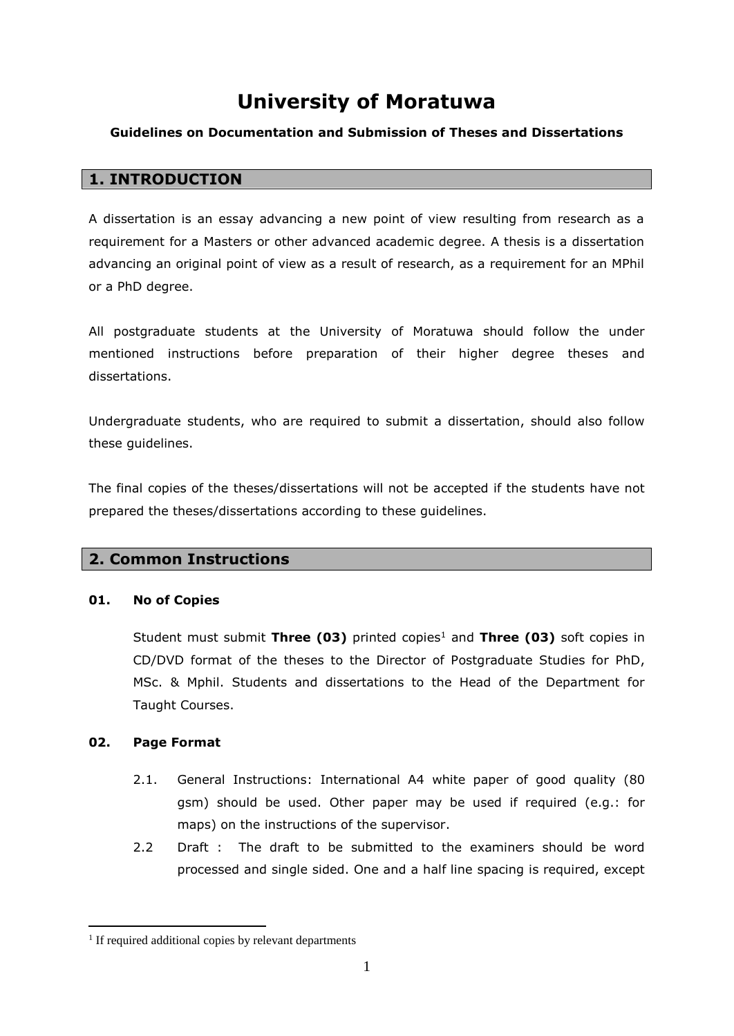# University of Moratuwa

**Guidelines on Documentation and Submission of Theses and Dissertations**

## 1. INTRODUCTION

A dissertation is an essay advancing a new point of view resulting from research as a requirement for a Masters or other advanced academic degree. A thesis is a dissertation advancing an original point of view as a result of research, as a requirement for an MPhil or a PhD degree.

All postgraduate students at the University of Moratuwa should follow the under mentioned instructions before preparation of their higher degree theses and dissertations.

Undergraduate students, who are required to submit a dissertation, should also follow these guidelines.

The final copies of the theses/dissertations will not be accepted if the students have not prepared the theses/dissertations according to these guidelines.

## 2. Common Instructions

### 01. No of Copies

Student must submit **Three (03)** printed copies[1] and **Three (03)** soft copies in CD/DVD format of the theses to the Director of Postgraduate Studies for PhD, MSc. & Mphil. Students and dissertations to the Head of the Department for Taught Courses.

### 02. Page Format

2.1. General Instructions: International A4 white paper of good quality (80 gsm) should be used. Other paper may be used if required (e.g.: for maps) on the instructions of the supervisor.

2.2 Draft : The draft to be submitted to the examiners should be word processed and single sided. One and a half line spacing is required, except

---

[1] If required additional copies by relevant departments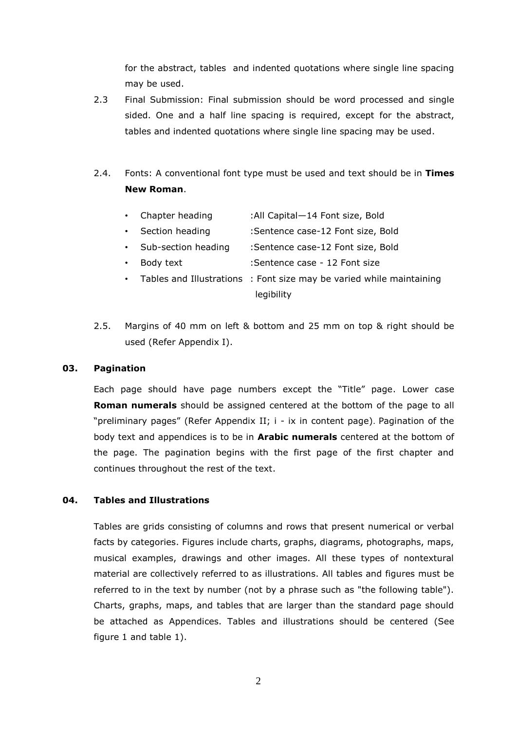for the abstract, tables and indented quotations where single line spacing may be used.

2.3 Final Submission: Final submission should be word processed and single sided. One and a half line spacing is required, except for the abstract, tables and indented quotations where single line spacing may be used.

2.4. Fonts: A conventional font type must be used and text should be in **Times New Roman**.

- Chapter heading :All Capital—14 Font size, Bold
- Section heading :Sentence case-12 Font size, Bold
- Sub-section heading :Sentence case-12 Font size, Bold
- Body text :Sentence case - 12 Font size
- Tables and Illustrations : Font size may be varied while maintaining legibility

2.5. Margins of 40 mm on left & bottom and 25 mm on top & right should be used (Refer Appendix I).

## 03. Pagination

Each page should have page numbers except the "Title" page. Lower case **Roman numerals** should be assigned centered at the bottom of the page to all "preliminary pages" (Refer Appendix II; i - ix in content page). Pagination of the body text and appendices is to be in **Arabic numerals** centered at the bottom of the page. The pagination begins with the first page of the first chapter and continues throughout the rest of the text.

## 04. Tables and Illustrations

Tables are grids consisting of columns and rows that present numerical or verbal facts by categories. Figures include charts, graphs, diagrams, photographs, maps, musical examples, drawings and other images. All these types of nontextural material are collectively referred to as illustrations. All tables and figures must be referred to in the text by number (not by a phrase such as "the following table"). Charts, graphs, maps, and tables that are larger than the standard page should be attached as Appendices. Tables and illustrations should be centered (See figure 1 and table 1).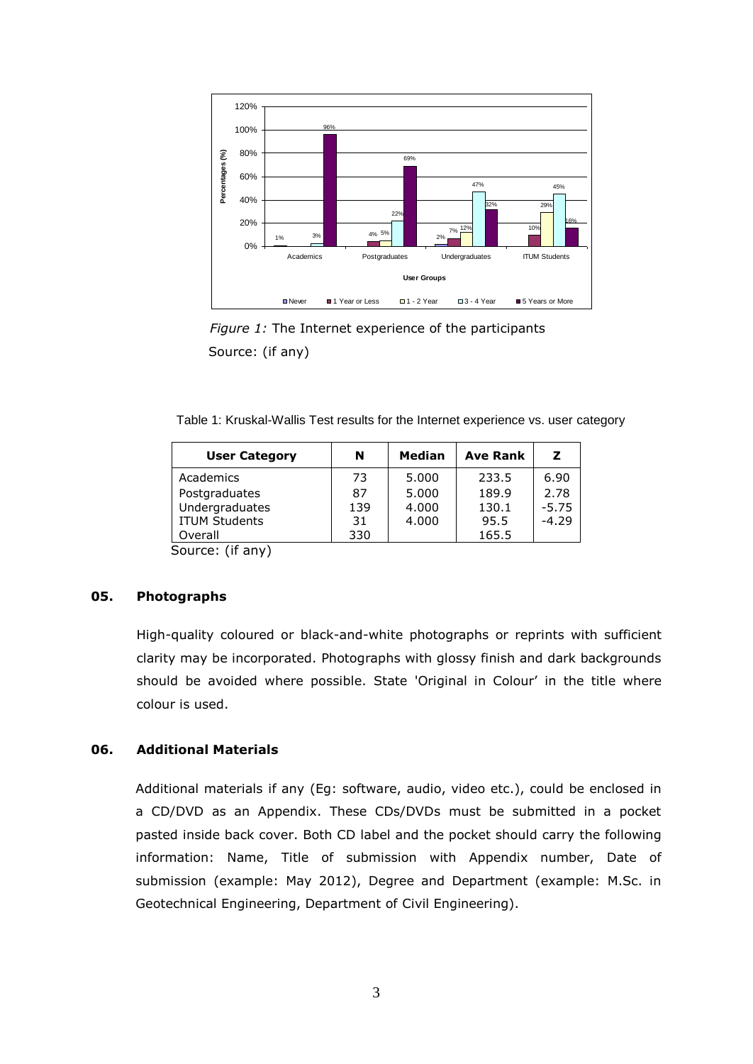*Figure 1:* The Internet experience of the participants

Source: (if any)

Table 1: Kruskal-Wallis Test results for the Internet experience vs. user category

| User Category | N | Median | Ave Rank | Z |
|---|---|---|---|---|
| Academics | 73 | 5.000 | 233.5 | 6.90 |
| Postgraduates | 87 | 5.000 | 189.9 | 2.78 |
| Undergraduates | 139 | 4.000 | 130.1 | -5.75 |
| ITUM Students | 31 | 4.000 | 95.5 | -4.29 |
| Overall | 330 | | 165.5 | |

Source: (if any)

## 05. Photographs

High-quality coloured or black-and-white photographs or reprints with sufficient clarity may be incorporated. Photographs with glossy finish and dark backgrounds should be avoided where possible. State 'Original in Colour' in the title where colour is used.

## 06. Additional Materials

Additional materials if any (Eg: software, audio, video etc.), could be enclosed in a CD/DVD as an Appendix. These CDs/DVDs must be submitted in a pocket pasted inside back cover. Both CD label and the pocket should carry the following information: Name, Title of submission with Appendix number, Date of submission (example: May 2012), Degree and Department (example: M.Sc. in Geotechnical Engineering, Department of Civil Engineering).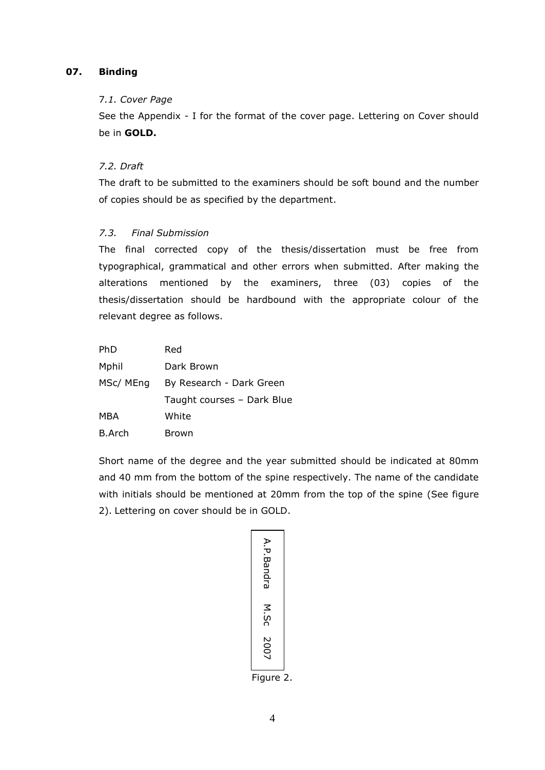## 07. Binding

*7.1. Cover Page*

See the Appendix - I for the format of the cover page. Lettering on Cover should be in **GOLD.**

*7.2. Draft*

The draft to be submitted to the examiners should be soft bound and the number of copies should be as specified by the department.

*7.3. Final Submission*

The final corrected copy of the thesis/dissertation must be free from typographical, grammatical and other errors when submitted. After making the alterations mentioned by the examiners, three (03) copies of the thesis/dissertation should be hardbound with the appropriate colour of the relevant degree as follows.

| | |
|---|---|
| PhD | Red |
| Mphil | Dark Brown |
| MSc/ MEng | By Research - Dark Green |
| | Taught courses – Dark Blue |
| MBA | White |
| B.Arch | Brown |

Short name of the degree and the year submitted should be indicated at 80mm and 40 mm from the bottom of the spine respectively. The name of the candidate with initials should be mentioned at 20mm from the top of the spine (See figure 2). Lettering on cover should be in GOLD.

A.P.Bandra M.Sc 2007

Figure 2.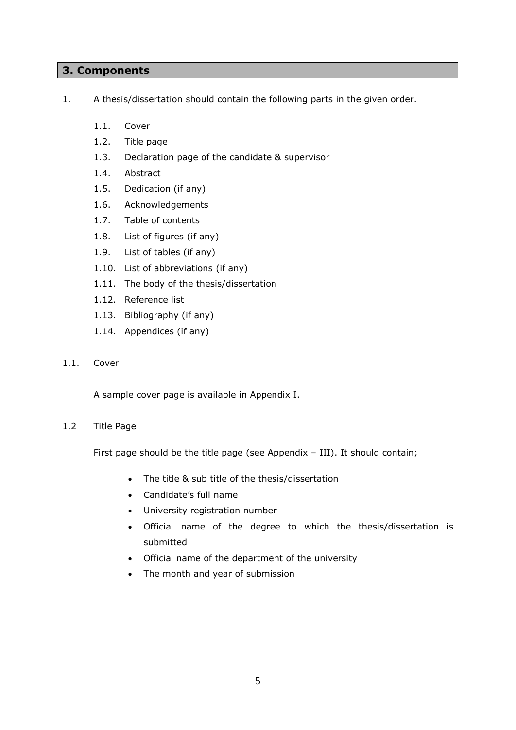## 3. Components

1. A thesis/dissertation should contain the following parts in the given order.

   1.1. Cover
   1.2. Title page
   1.3. Declaration page of the candidate & supervisor
   1.4. Abstract
   1.5. Dedication (if any)
   1.6. Acknowledgements
   1.7. Table of contents
   1.8. List of figures (if any)
   1.9. List of tables (if any)
   1.10. List of abbreviations (if any)
   1.11. The body of the thesis/dissertation
   1.12. Reference list
   1.13. Bibliography (if any)
   1.14. Appendices (if any)

1.1. Cover

A sample cover page is available in Appendix I.

1.2 Title Page

First page should be the title page (see Appendix – III). It should contain;

- The title & sub title of the thesis/dissertation
- Candidate's full name
- University registration number
- Official name of the degree to which the thesis/dissertation is submitted
- Official name of the department of the university
- The month and year of submission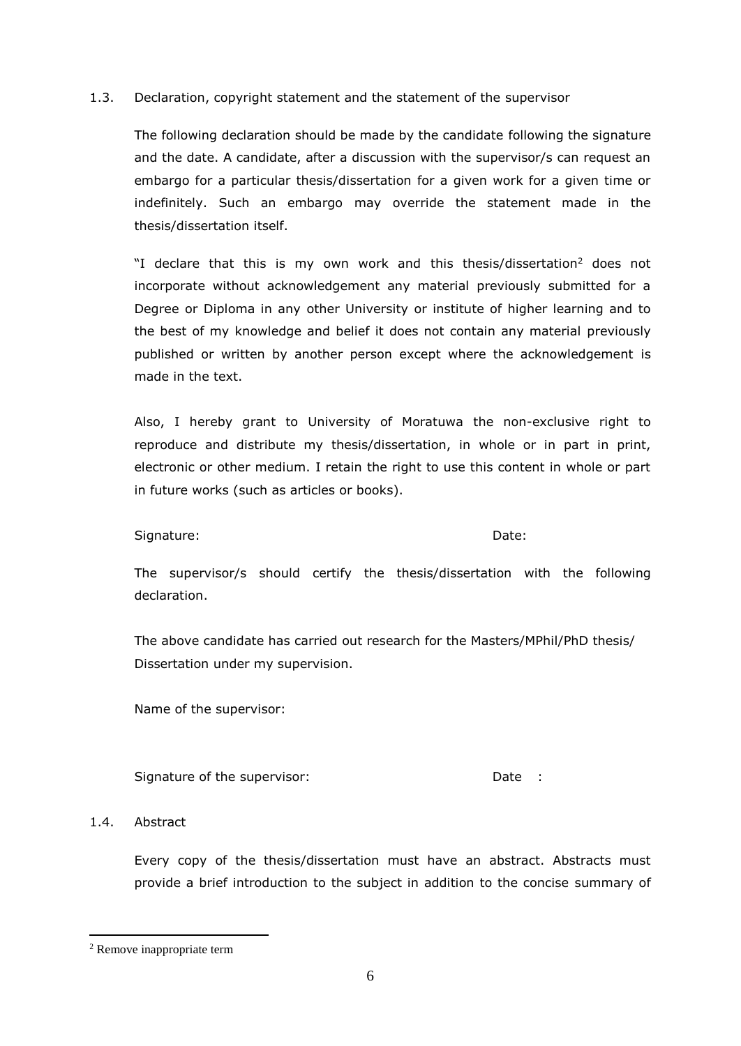## 1.3. Declaration, copyright statement and the statement of the supervisor

The following declaration should be made by the candidate following the signature and the date. A candidate, after a discussion with the supervisor/s can request an embargo for a particular thesis/dissertation for a given work for a given time or indefinitely. Such an embargo may override the statement made in the thesis/dissertation itself.

"I declare that this is my own work and this thesis/dissertation[2] does not incorporate without acknowledgement any material previously submitted for a Degree or Diploma in any other University or institute of higher learning and to the best of my knowledge and belief it does not contain any material previously published or written by another person except where the acknowledgement is made in the text.

Also, I hereby grant to University of Moratuwa the non-exclusive right to reproduce and distribute my thesis/dissertation, in whole or in part in print, electronic or other medium. I retain the right to use this content in whole or part in future works (such as articles or books).

Signature: Date:

The supervisor/s should certify the thesis/dissertation with the following declaration.

The above candidate has carried out research for the Masters/MPhil/PhD thesis/ Dissertation under my supervision.

Name of the supervisor:

Signature of the supervisor: Date :

## 1.4. Abstract

Every copy of the thesis/dissertation must have an abstract. Abstracts must provide a brief introduction to the subject in addition to the concise summary of

---

[2] Remove inappropriate term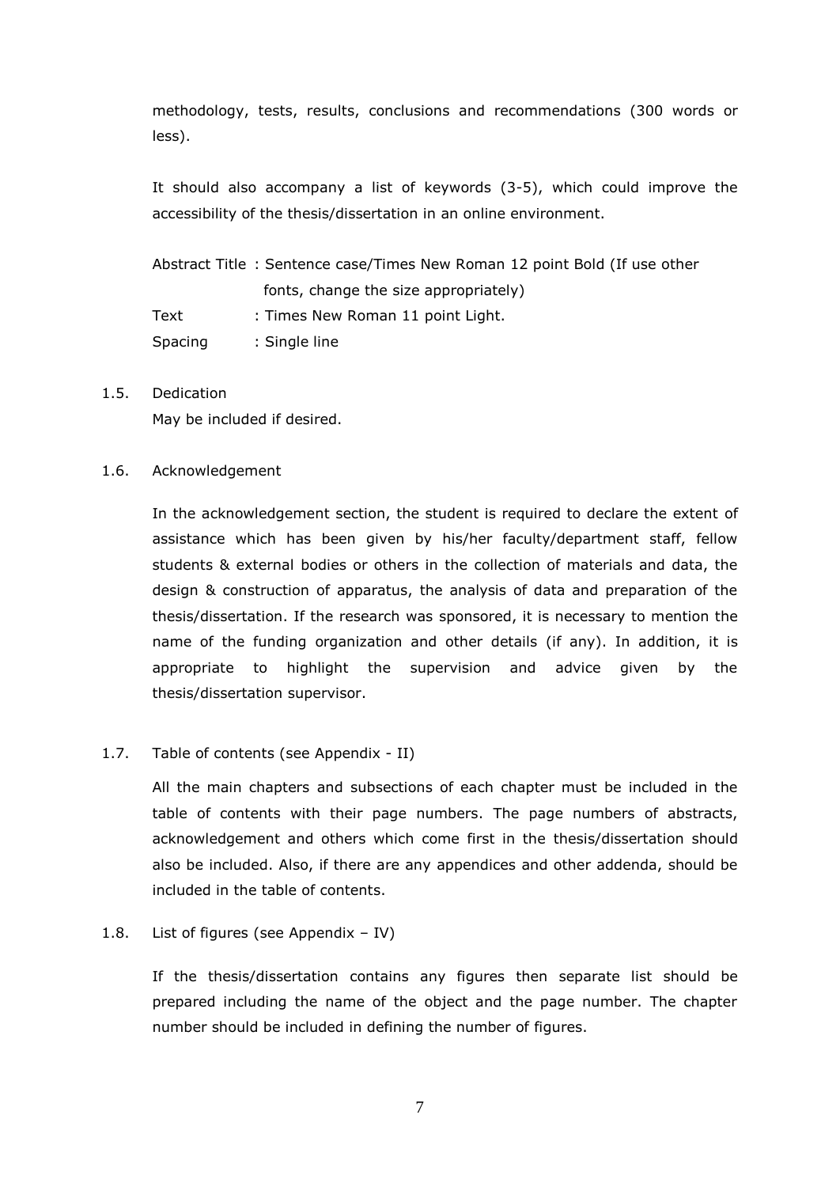methodology, tests, results, conclusions and recommendations (300 words or less).

It should also accompany a list of keywords (3-5), which could improve the accessibility of the thesis/dissertation in an online environment.

Abstract Title : Sentence case/Times New Roman 12 point Bold (If use other fonts, change the size appropriately)

Text : Times New Roman 11 point Light.

Spacing : Single line

1.5. Dedication

May be included if desired.

1.6. Acknowledgement

In the acknowledgement section, the student is required to declare the extent of assistance which has been given by his/her faculty/department staff, fellow students & external bodies or others in the collection of materials and data, the design & construction of apparatus, the analysis of data and preparation of the thesis/dissertation. If the research was sponsored, it is necessary to mention the name of the funding organization and other details (if any). In addition, it is appropriate to highlight the supervision and advice given by the thesis/dissertation supervisor.

1.7. Table of contents (see Appendix - II)

All the main chapters and subsections of each chapter must be included in the table of contents with their page numbers. The page numbers of abstracts, acknowledgement and others which come first in the thesis/dissertation should also be included. Also, if there are any appendices and other addenda, should be included in the table of contents.

1.8. List of figures (see Appendix – IV)

If the thesis/dissertation contains any figures then separate list should be prepared including the name of the object and the page number. The chapter number should be included in defining the number of figures.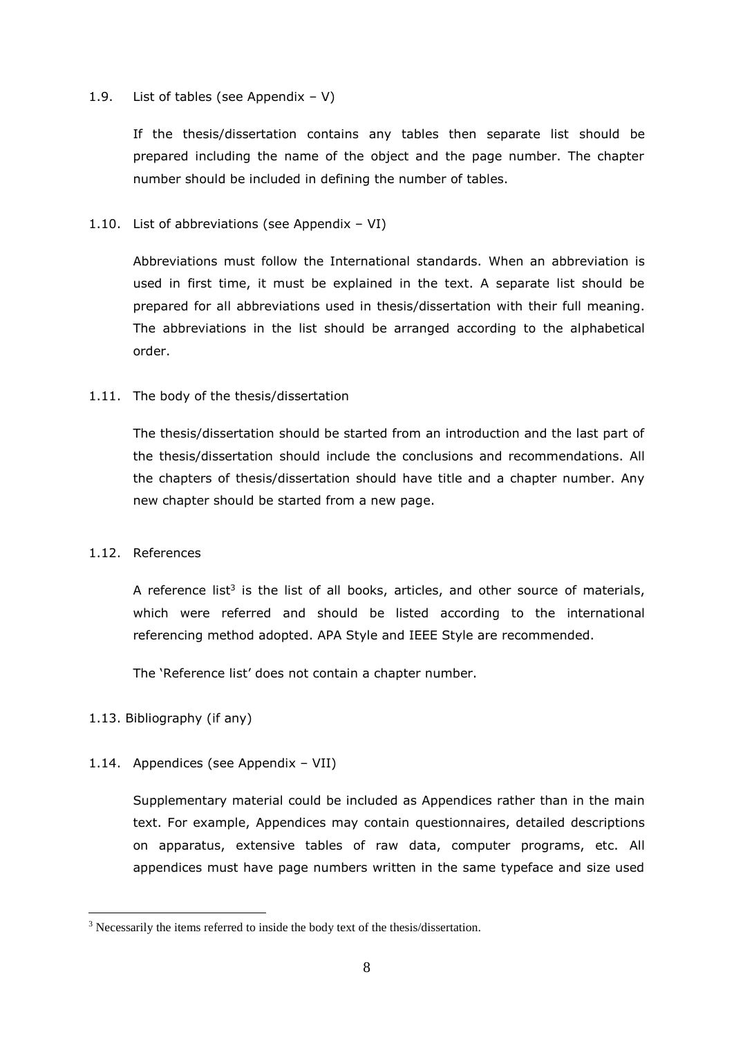### 1.9. List of tables (see Appendix – V)

If the thesis/dissertation contains any tables then separate list should be prepared including the name of the object and the page number. The chapter number should be included in defining the number of tables.

### 1.10. List of abbreviations (see Appendix – VI)

Abbreviations must follow the International standards. When an abbreviation is used in first time, it must be explained in the text. A separate list should be prepared for all abbreviations used in thesis/dissertation with their full meaning. The abbreviations in the list should be arranged according to the alphabetical order.

### 1.11. The body of the thesis/dissertation

The thesis/dissertation should be started from an introduction and the last part of the thesis/dissertation should include the conclusions and recommendations. All the chapters of thesis/dissertation should have title and a chapter number. Any new chapter should be started from a new page.

### 1.12. References

A reference list[3] is the list of all books, articles, and other source of materials, which were referred and should be listed according to the international referencing method adopted. APA Style and IEEE Style are recommended.

The 'Reference list' does not contain a chapter number.

### 1.13. Bibliography (if any)

### 1.14. Appendices (see Appendix – VII)

Supplementary material could be included as Appendices rather than in the main text. For example, Appendices may contain questionnaires, detailed descriptions on apparatus, extensive tables of raw data, computer programs, etc. All appendices must have page numbers written in the same typeface and size used

---

[3] Necessarily the items referred to inside the body text of the thesis/dissertation.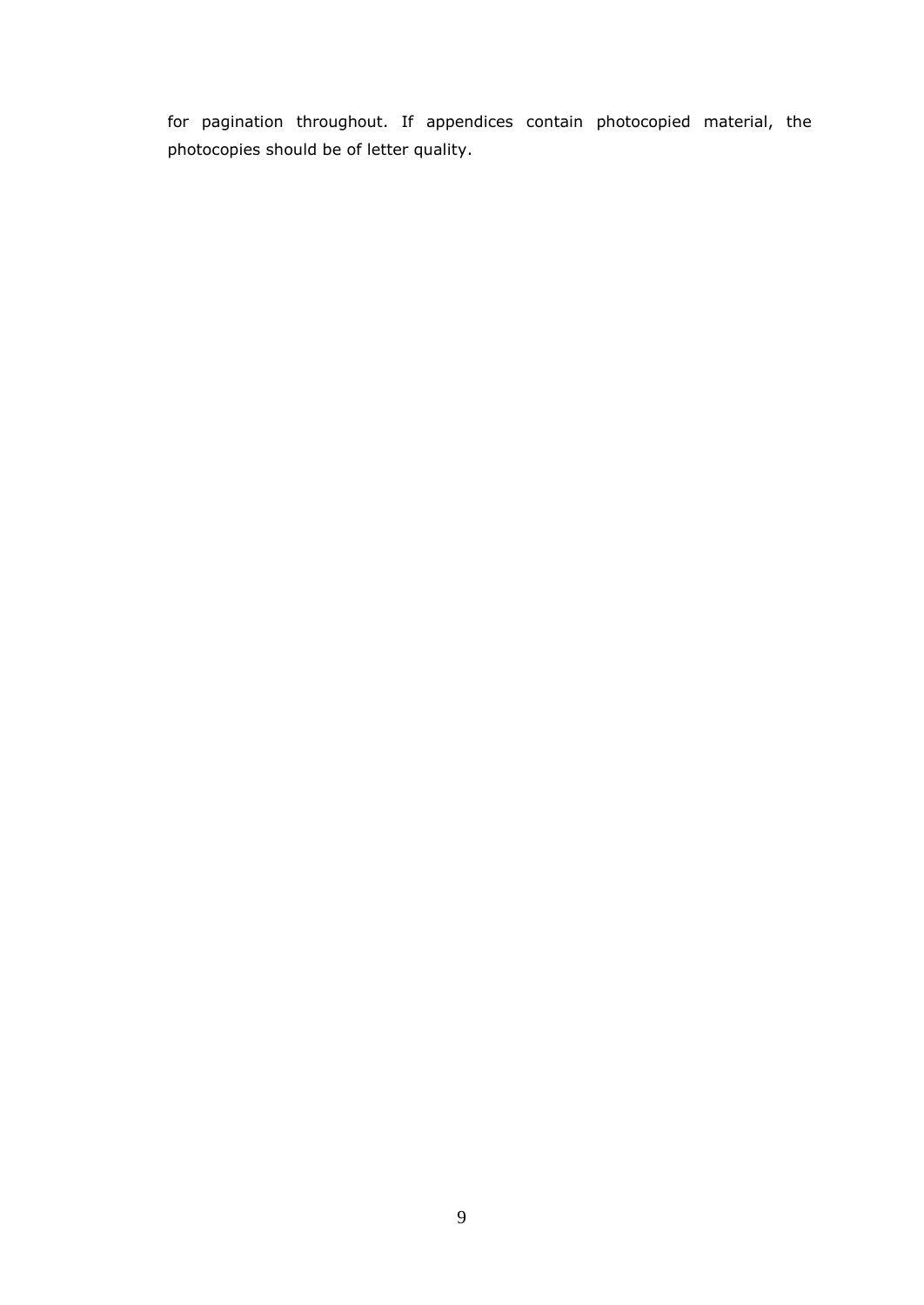for pagination throughout. If appendices contain photocopied material, the photocopies should be of letter quality.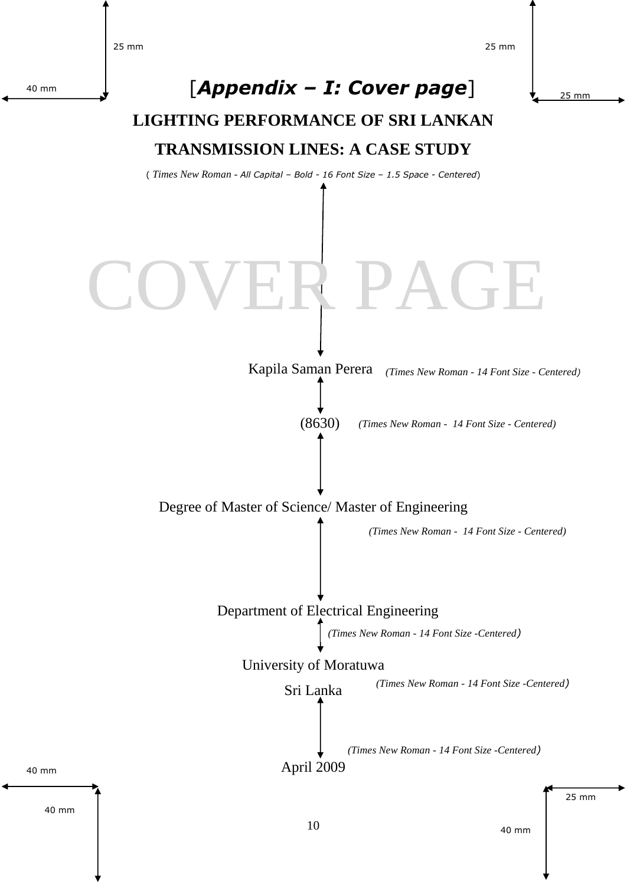25 mm

25 mm

40 mm

[*Appendix – I: Cover page*]

25 mm

**LIGHTING PERFORMANCE OF SRI LANKAN**

**TRANSMISSION LINES: A CASE STUDY**

( *Times New Roman - All Capital – Bold - 16 Font Size – 1.5 Space - Centered*)

COVER PAGE

Kapila Saman Perera *(Times New Roman - 14 Font Size - Centered)*

(8630) *(Times New Roman - 14 Font Size - Centered)*

Degree of Master of Science/ Master of Engineering

*(Times New Roman - 14 Font Size - Centered)*

Department of Electrical Engineering

*(Times New Roman - 14 Font Size -Centered)*

University of Moratuwa

Sri Lanka *(Times New Roman - 14 Font Size -Centered)*

*(Times New Roman - 14 Font Size -Centered)*

April 2009

40 mm

40 mm

25 mm

40 mm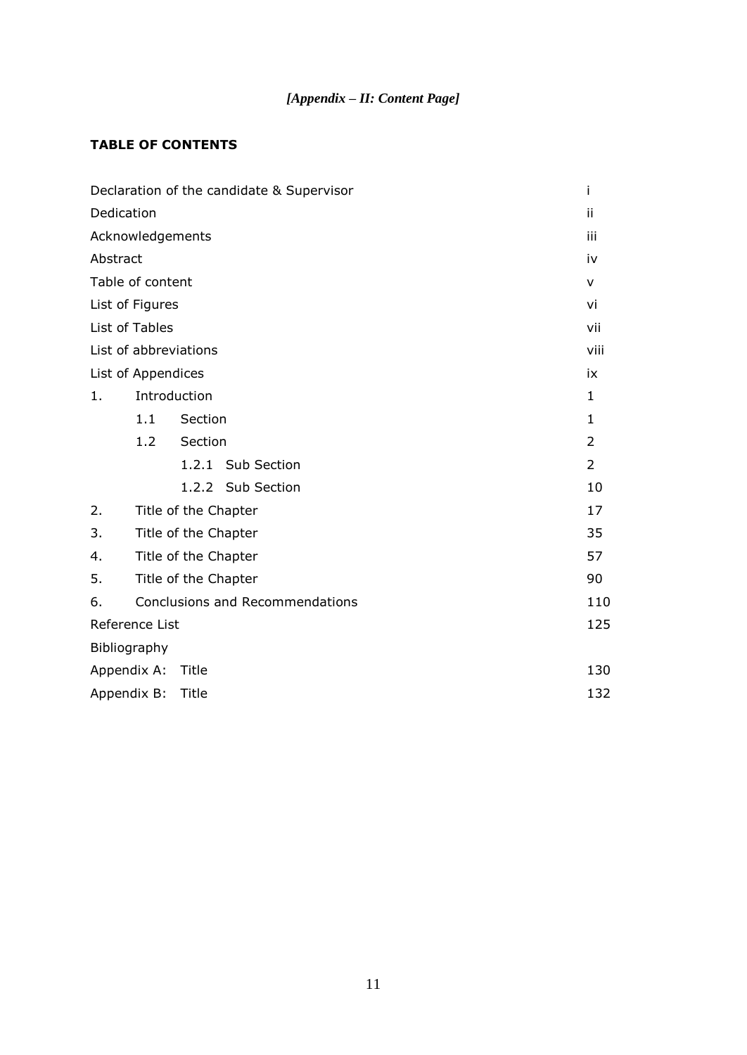*[Appendix – II: Content Page]*

**TABLE OF CONTENTS**

| | |
|---|---|
| Declaration of the candidate & Supervisor | i |
| Dedication | ii |
| Acknowledgements | iii |
| Abstract | iv |
| Table of content | v |
| List of Figures | vi |
| List of Tables | vii |
| List of abbreviations | viii |
| List of Appendices | ix |
| 1. Introduction | 1 |
| 1.1 Section | 1 |
| 1.2 Section | 2 |
| 1.2.1 Sub Section | 2 |
| 1.2.2 Sub Section | 10 |
| 2. Title of the Chapter | 17 |
| 3. Title of the Chapter | 35 |
| 4. Title of the Chapter | 57 |
| 5. Title of the Chapter | 90 |
| 6. Conclusions and Recommendations | 110 |
| Reference List | 125 |
| Bibliography | |
| Appendix A: Title | 130 |
| Appendix B: Title | 132 |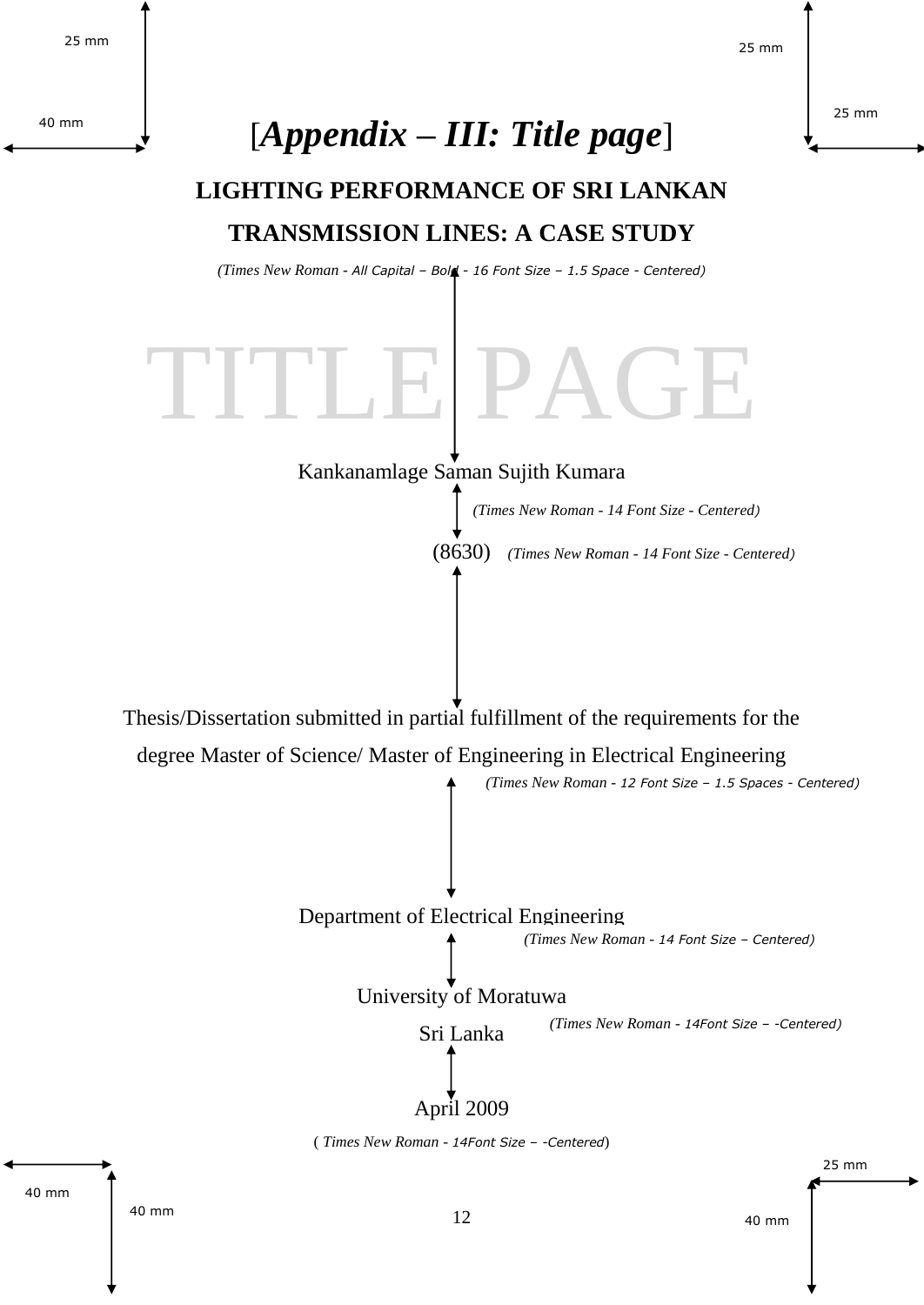# [*Appendix – III: Title page*]

**LIGHTING PERFORMANCE OF SRI LANKAN TRANSMISSION LINES: A CASE STUDY**

*(Times New Roman - All Capital – Bold - 16 Font Size – 1.5 Space - Centered)*

TITLE PAGE

Kankanamlage Saman Sujith Kumara

*(Times New Roman - 14 Font Size - Centered)*

(8630) *(Times New Roman - 14 Font Size - Centered)*

Thesis/Dissertation submitted in partial fulfillment of the requirements for the degree Master of Science/ Master of Engineering in Electrical Engineering

*(Times New Roman - 12 Font Size – 1.5 Spaces - Centered)*

Department of Electrical Engineering

*(Times New Roman - 14 Font Size – Centered)*

University of Moratuwa

Sri Lanka *(Times New Roman - 14Font Size – -Centered)*

April 2009

*( Times New Roman - 14Font Size – -Centered)*

25 mm / 40 mm (top-left margins); 25 mm / 25 mm (top-right margins); 40 mm / 40 mm (bottom-left margins); 25 mm / 40 mm (bottom-right margins)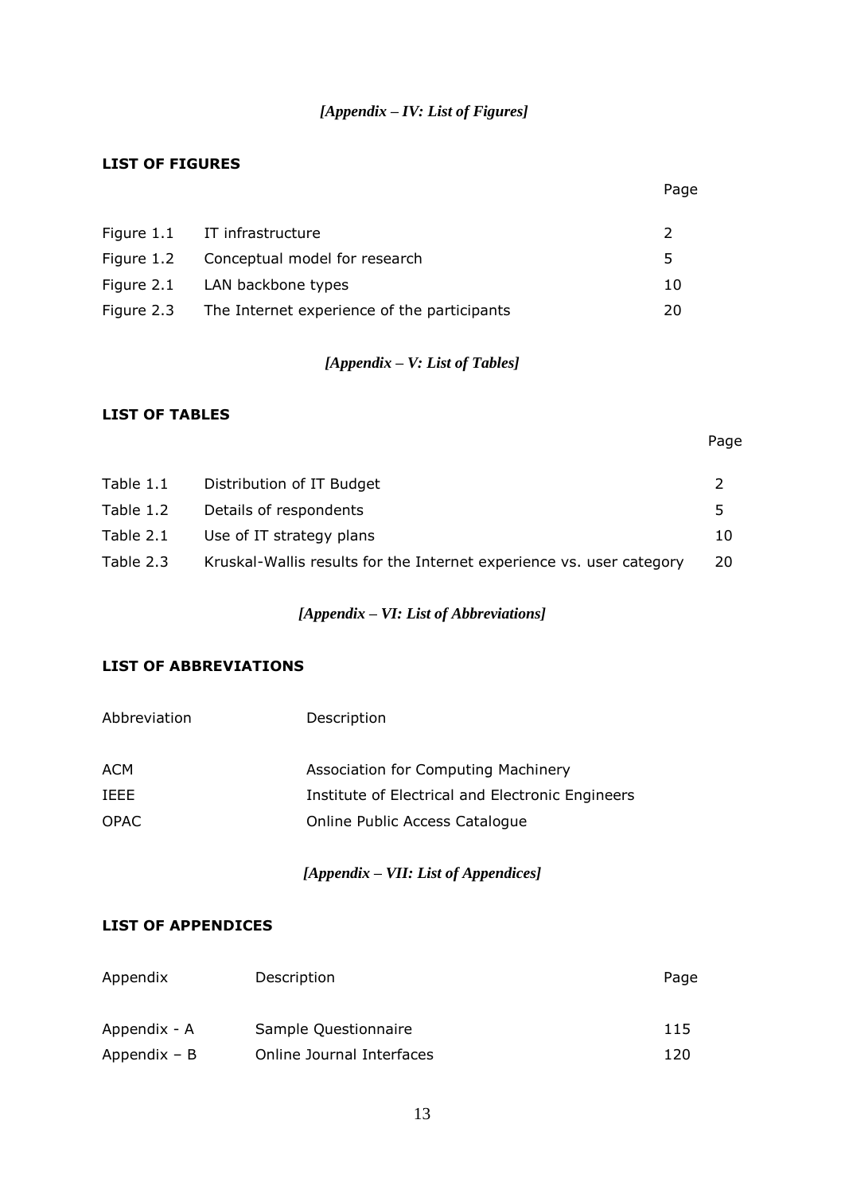*[Appendix – IV: List of Figures]*

**LIST OF FIGURES**

| | | Page |
|---|---|---|
| Figure 1.1 | IT infrastructure | 2 |
| Figure 1.2 | Conceptual model for research | 5 |
| Figure 2.1 | LAN backbone types | 10 |
| Figure 2.3 | The Internet experience of the participants | 20 |

*[Appendix – V: List of Tables]*

**LIST OF TABLES**

| | | Page |
|---|---|---|
| Table 1.1 | Distribution of IT Budget | 2 |
| Table 1.2 | Details of respondents | 5 |
| Table 2.1 | Use of IT strategy plans | 10 |
| Table 2.3 | Kruskal-Wallis results for the Internet experience vs. user category | 20 |

*[Appendix – VI: List of Abbreviations]*

**LIST OF ABBREVIATIONS**

| Abbreviation | Description |
|---|---|
| ACM | Association for Computing Machinery |
| IEEE | Institute of Electrical and Electronic Engineers |
| OPAC | Online Public Access Catalogue |

*[Appendix – VII: List of Appendices]*

**LIST OF APPENDICES**

| Appendix | Description | Page |
|---|---|---|
| Appendix - A | Sample Questionnaire | 115 |
| Appendix – B | Online Journal Interfaces | 120 |